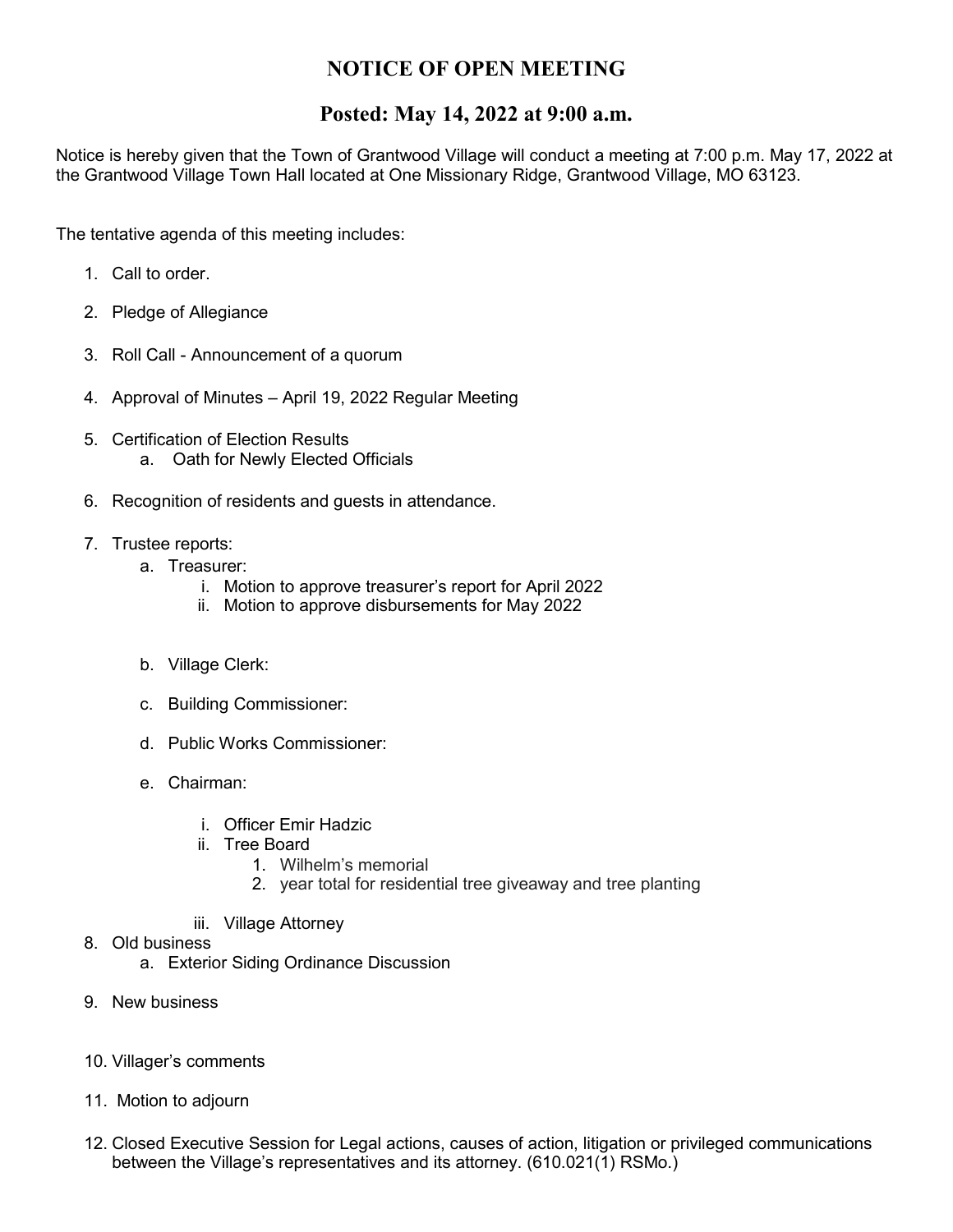# NOTICE OF OPEN MEETING

## Posted: May 14, 2022 at 9:00 a.m.

Notice is hereby given that the Town of Grantwood Village will conduct a meeting at 7:00 p.m. May 17, 2022 at the Grantwood Village Town Hall located at One Missionary Ridge, Grantwood Village, MO 63123.

The tentative agenda of this meeting includes:

1. Call to order.
2. Pledge of Allegiance
3. Roll Call - Announcement of a quorum
4. Approval of Minutes – April 19, 2022 Regular Meeting
5. Certification of Election Results
   a. Oath for Newly Elected Officials
6. Recognition of residents and guests in attendance.
7. Trustee reports:
   a. Treasurer:
      i. Motion to approve treasurer's report for April 2022
      ii. Motion to approve disbursements for May 2022
   b. Village Clerk:
   c. Building Commissioner:
   d. Public Works Commissioner:
   e. Chairman:
      i. Officer Emir Hadzic
      ii. Tree Board
         1. Wilhelm's memorial
         2. year total for residential tree giveaway and tree planting
      iii. Village Attorney
8. Old business
   a. Exterior Siding Ordinance Discussion
9. New business
10. Villager's comments
11. Motion to adjourn
12. Closed Executive Session for Legal actions, causes of action, litigation or privileged communications between the Village's representatives and its attorney. (610.021(1) RSMo.)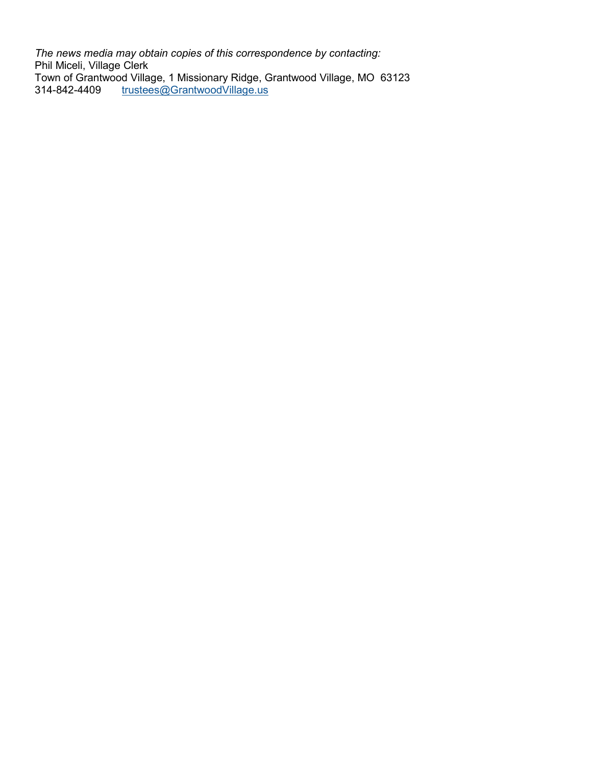*The news media may obtain copies of this correspondence by contacting:*
Phil Miceli, Village Clerk
Town of Grantwood Village, 1 Missionary Ridge, Grantwood Village, MO 63123
314-842-4409 trustees@GrantwoodVillage.us